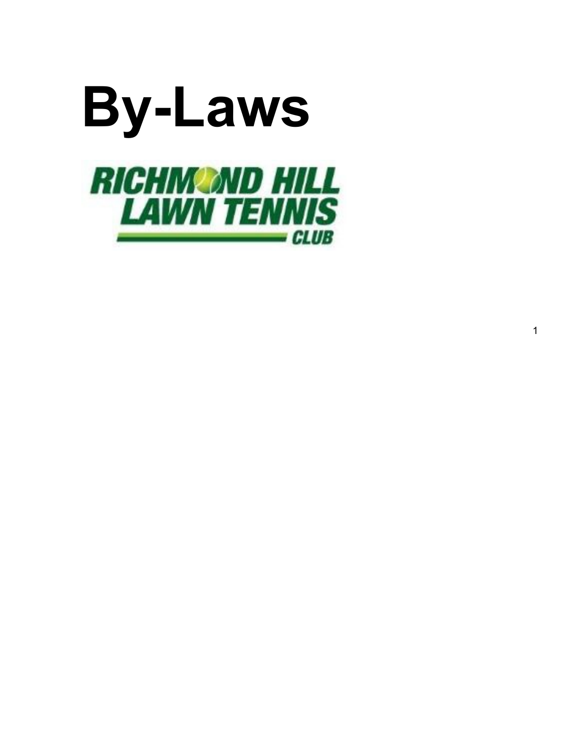# By-Laws

RICHMOND HILL LAWN TENNIS CLUB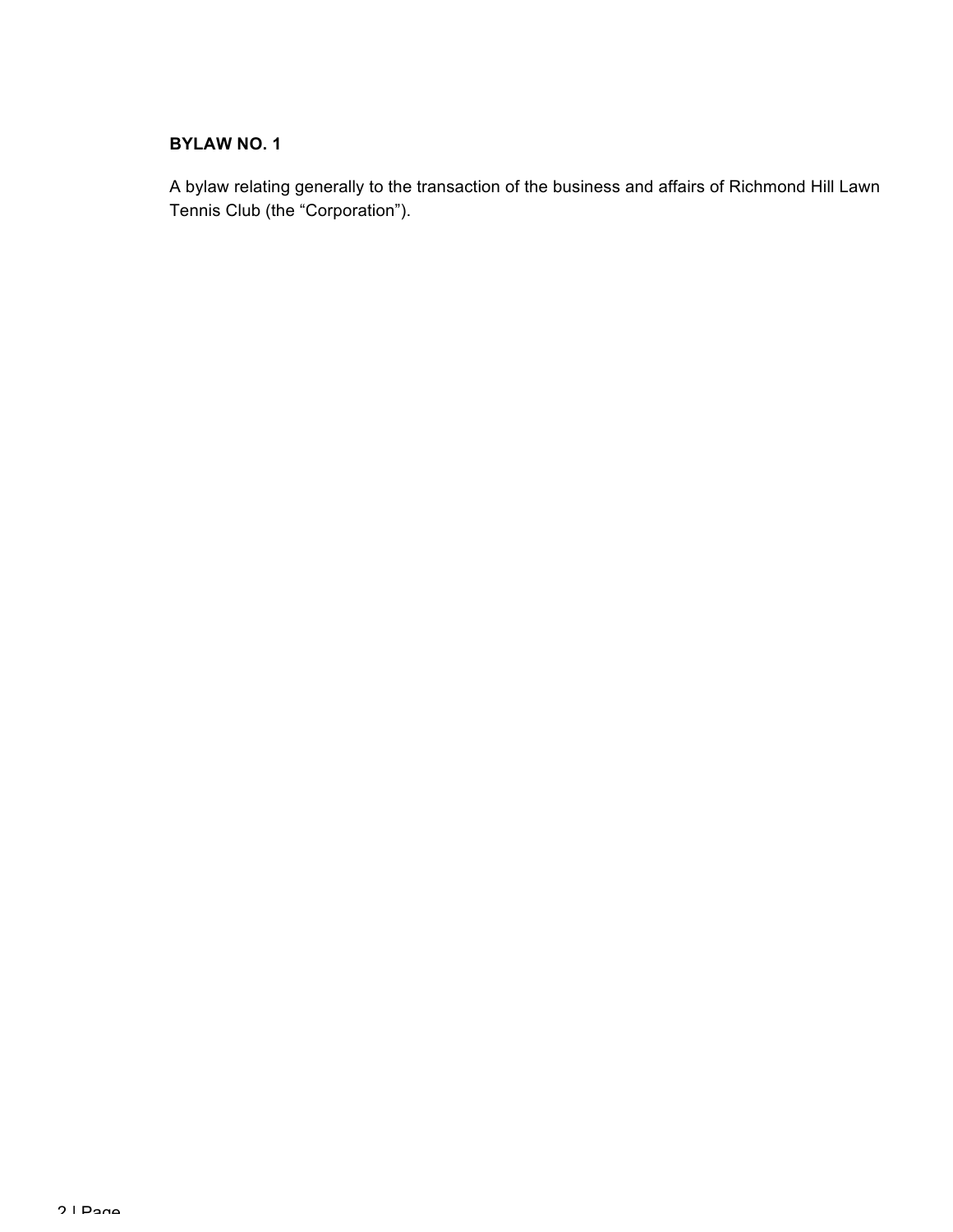**BYLAW NO. 1**

A bylaw relating generally to the transaction of the business and affairs of Richmond Hill Lawn Tennis Club (the "Corporation").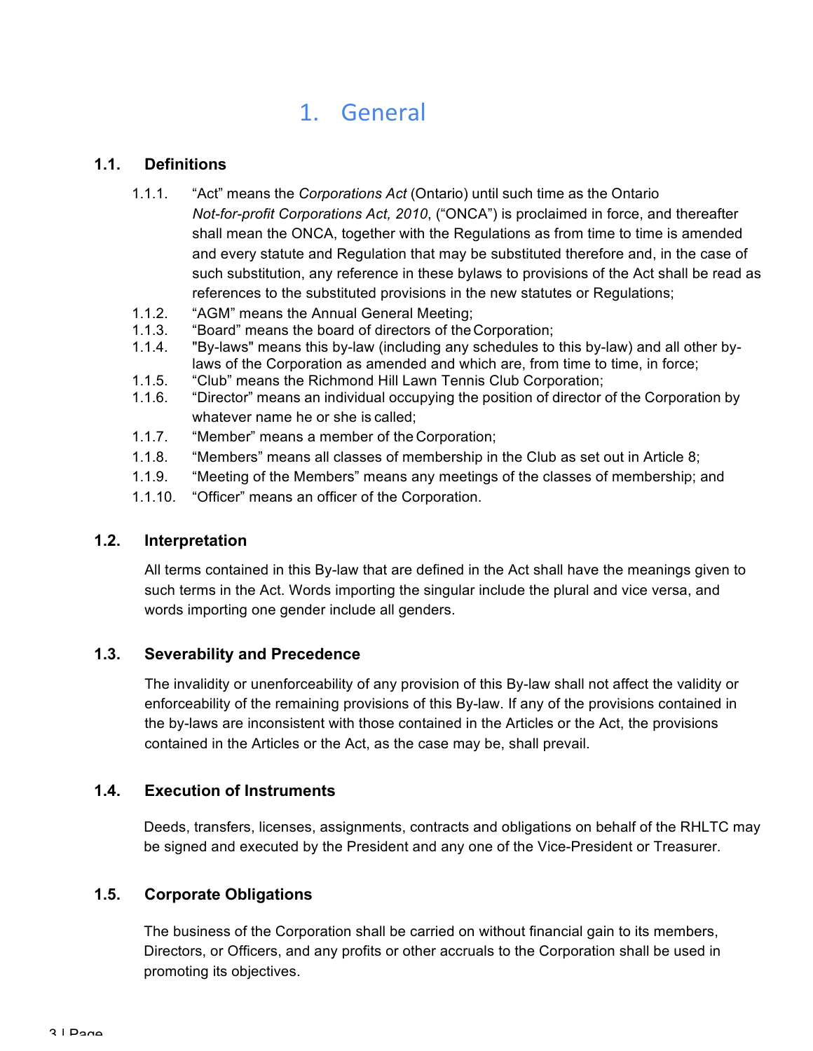# 1. General

## 1.1. Definitions

1.1.1. "Act" means the *Corporations Act* (Ontario) until such time as the Ontario *Not-for-profit Corporations Act, 2010*, ("ONCA") is proclaimed in force, and thereafter shall mean the ONCA, together with the Regulations as from time to time is amended and every statute and Regulation that may be substituted therefore and, in the case of such substitution, any reference in these bylaws to provisions of the Act shall be read as references to the substituted provisions in the new statutes or Regulations;

1.1.2. "AGM" means the Annual General Meeting;

1.1.3. "Board" means the board of directors of the Corporation;

1.1.4. "By-laws" means this by-law (including any schedules to this by-law) and all other by-laws of the Corporation as amended and which are, from time to time, in force;

1.1.5. "Club" means the Richmond Hill Lawn Tennis Club Corporation;

1.1.6. "Director" means an individual occupying the position of director of the Corporation by whatever name he or she is called;

1.1.7. "Member" means a member of the Corporation;

1.1.8. "Members" means all classes of membership in the Club as set out in Article 8;

1.1.9. "Meeting of the Members" means any meetings of the classes of membership; and

1.1.10. "Officer" means an officer of the Corporation.

## 1.2. Interpretation

All terms contained in this By-law that are defined in the Act shall have the meanings given to such terms in the Act. Words importing the singular include the plural and vice versa, and words importing one gender include all genders.

## 1.3. Severability and Precedence

The invalidity or unenforceability of any provision of this By-law shall not affect the validity or enforceability of the remaining provisions of this By-law. If any of the provisions contained in the by-laws are inconsistent with those contained in the Articles or the Act, the provisions contained in the Articles or the Act, as the case may be, shall prevail.

## 1.4. Execution of Instruments

Deeds, transfers, licenses, assignments, contracts and obligations on behalf of the RHLTC may be signed and executed by the President and any one of the Vice-President or Treasurer.

## 1.5. Corporate Obligations

The business of the Corporation shall be carried on without financial gain to its members, Directors, or Officers, and any profits or other accruals to the Corporation shall be used in promoting its objectives.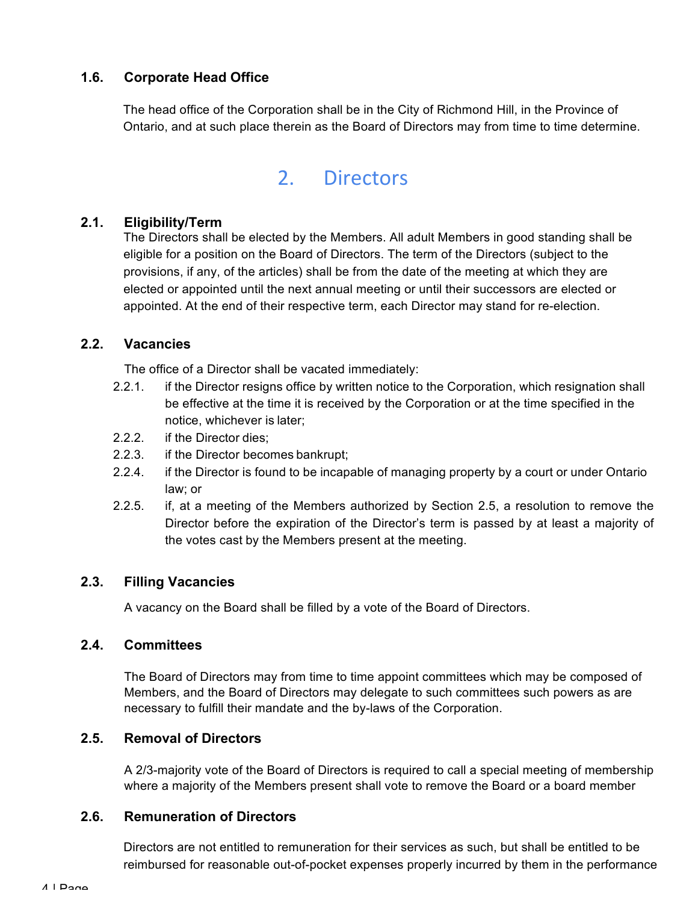### 1.6. Corporate Head Office

The head office of the Corporation shall be in the City of Richmond Hill, in the Province of Ontario, and at such place therein as the Board of Directors may from time to time determine.

## 2. Directors

### 2.1. Eligibility/Term

The Directors shall be elected by the Members. All adult Members in good standing shall be eligible for a position on the Board of Directors. The term of the Directors (subject to the provisions, if any, of the articles) shall be from the date of the meeting at which they are elected or appointed until the next annual meeting or until their successors are elected or appointed. At the end of their respective term, each Director may stand for re-election.

### 2.2. Vacancies

The office of a Director shall be vacated immediately:

2.2.1. if the Director resigns office by written notice to the Corporation, which resignation shall be effective at the time it is received by the Corporation or at the time specified in the notice, whichever is later;

2.2.2. if the Director dies;

2.2.3. if the Director becomes bankrupt;

2.2.4. if the Director is found to be incapable of managing property by a court or under Ontario law; or

2.2.5. if, at a meeting of the Members authorized by Section 2.5, a resolution to remove the Director before the expiration of the Director's term is passed by at least a majority of the votes cast by the Members present at the meeting.

### 2.3. Filling Vacancies

A vacancy on the Board shall be filled by a vote of the Board of Directors.

### 2.4. Committees

The Board of Directors may from time to time appoint committees which may be composed of Members, and the Board of Directors may delegate to such committees such powers as are necessary to fulfill their mandate and the by-laws of the Corporation.

### 2.5. Removal of Directors

A 2/3-majority vote of the Board of Directors is required to call a special meeting of membership where a majority of the Members present shall vote to remove the Board or a board member

### 2.6. Remuneration of Directors

Directors are not entitled to remuneration for their services as such, but shall be entitled to be reimbursed for reasonable out-of-pocket expenses properly incurred by them in the performance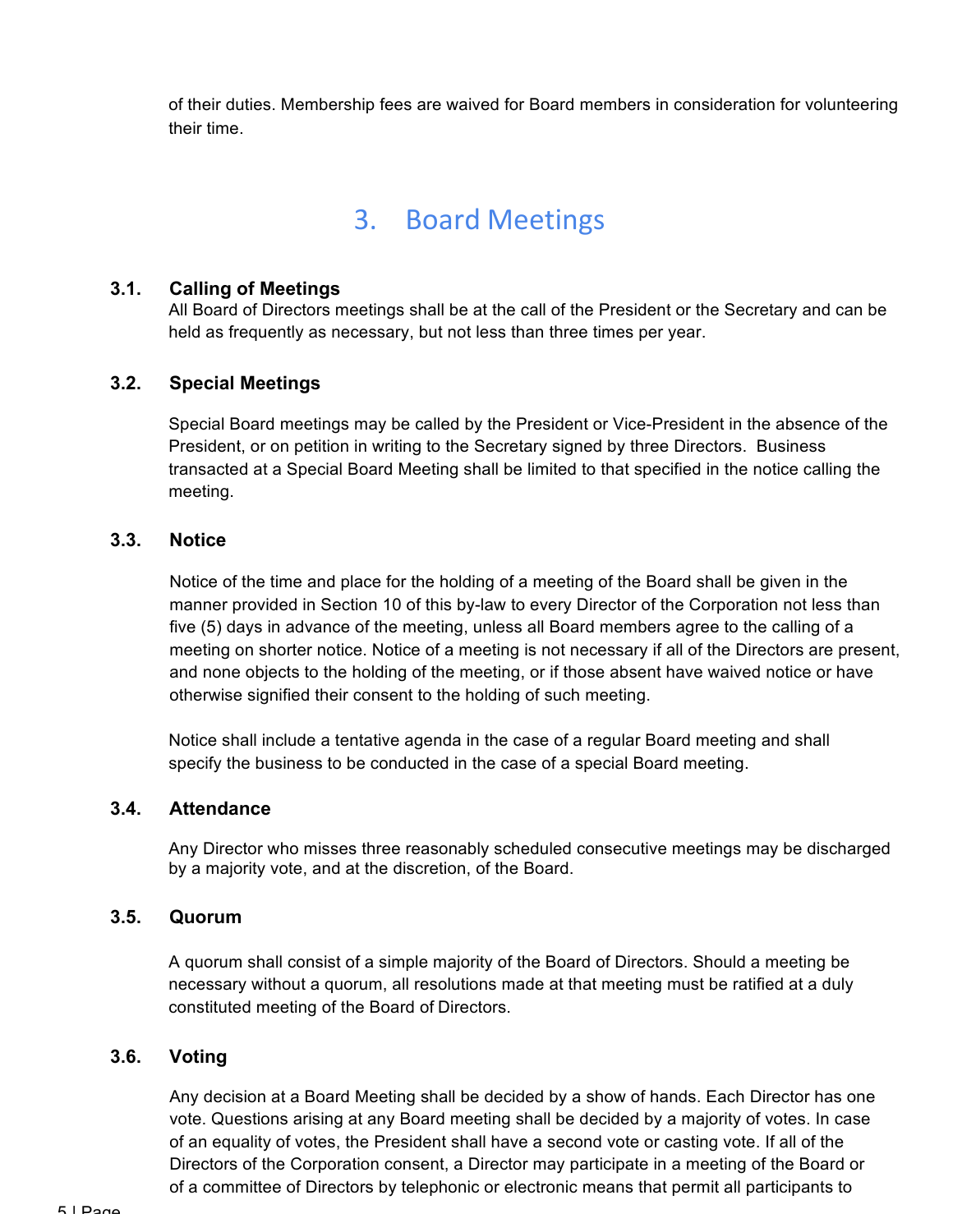of their duties. Membership fees are waived for Board members in consideration for volunteering their time.

# 3. Board Meetings

### 3.1. Calling of Meetings

All Board of Directors meetings shall be at the call of the President or the Secretary and can be held as frequently as necessary, but not less than three times per year.

### 3.2. Special Meetings

Special Board meetings may be called by the President or Vice-President in the absence of the President, or on petition in writing to the Secretary signed by three Directors. Business transacted at a Special Board Meeting shall be limited to that specified in the notice calling the meeting.

### 3.3. Notice

Notice of the time and place for the holding of a meeting of the Board shall be given in the manner provided in Section 10 of this by-law to every Director of the Corporation not less than five (5) days in advance of the meeting, unless all Board members agree to the calling of a meeting on shorter notice. Notice of a meeting is not necessary if all of the Directors are present, and none objects to the holding of the meeting, or if those absent have waived notice or have otherwise signified their consent to the holding of such meeting.

Notice shall include a tentative agenda in the case of a regular Board meeting and shall specify the business to be conducted in the case of a special Board meeting.

### 3.4. Attendance

Any Director who misses three reasonably scheduled consecutive meetings may be discharged by a majority vote, and at the discretion, of the Board.

### 3.5. Quorum

A quorum shall consist of a simple majority of the Board of Directors. Should a meeting be necessary without a quorum, all resolutions made at that meeting must be ratified at a duly constituted meeting of the Board of Directors.

### 3.6. Voting

Any decision at a Board Meeting shall be decided by a show of hands. Each Director has one vote. Questions arising at any Board meeting shall be decided by a majority of votes. In case of an equality of votes, the President shall have a second vote or casting vote. If all of the Directors of the Corporation consent, a Director may participate in a meeting of the Board or of a committee of Directors by telephonic or electronic means that permit all participants to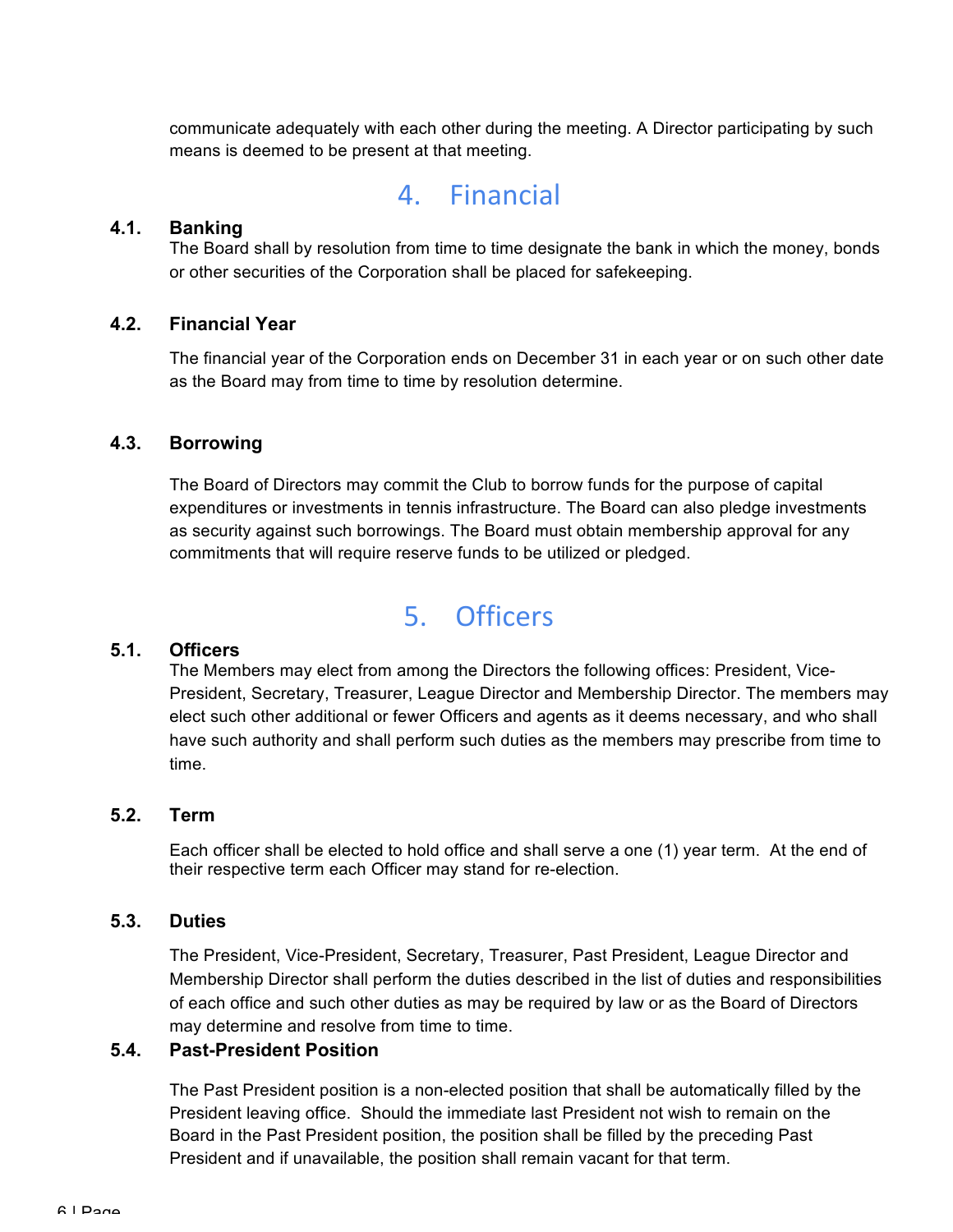communicate adequately with each other during the meeting. A Director participating by such means is deemed to be present at that meeting.

# 4. Financial

### 4.1. Banking

The Board shall by resolution from time to time designate the bank in which the money, bonds or other securities of the Corporation shall be placed for safekeeping.

### 4.2. Financial Year

The financial year of the Corporation ends on December 31 in each year or on such other date as the Board may from time to time by resolution determine.

### 4.3. Borrowing

The Board of Directors may commit the Club to borrow funds for the purpose of capital expenditures or investments in tennis infrastructure. The Board can also pledge investments as security against such borrowings. The Board must obtain membership approval for any commitments that will require reserve funds to be utilized or pledged.

# 5. Officers

### 5.1. Officers

The Members may elect from among the Directors the following offices: President, Vice-President, Secretary, Treasurer, League Director and Membership Director. The members may elect such other additional or fewer Officers and agents as it deems necessary, and who shall have such authority and shall perform such duties as the members may prescribe from time to time.

### 5.2. Term

Each officer shall be elected to hold office and shall serve a one (1) year term. At the end of their respective term each Officer may stand for re-election.

### 5.3. Duties

The President, Vice-President, Secretary, Treasurer, Past President, League Director and Membership Director shall perform the duties described in the list of duties and responsibilities of each office and such other duties as may be required by law or as the Board of Directors may determine and resolve from time to time.

### 5.4. Past-President Position

The Past President position is a non-elected position that shall be automatically filled by the President leaving office. Should the immediate last President not wish to remain on the Board in the Past President position, the position shall be filled by the preceding Past President and if unavailable, the position shall remain vacant for that term.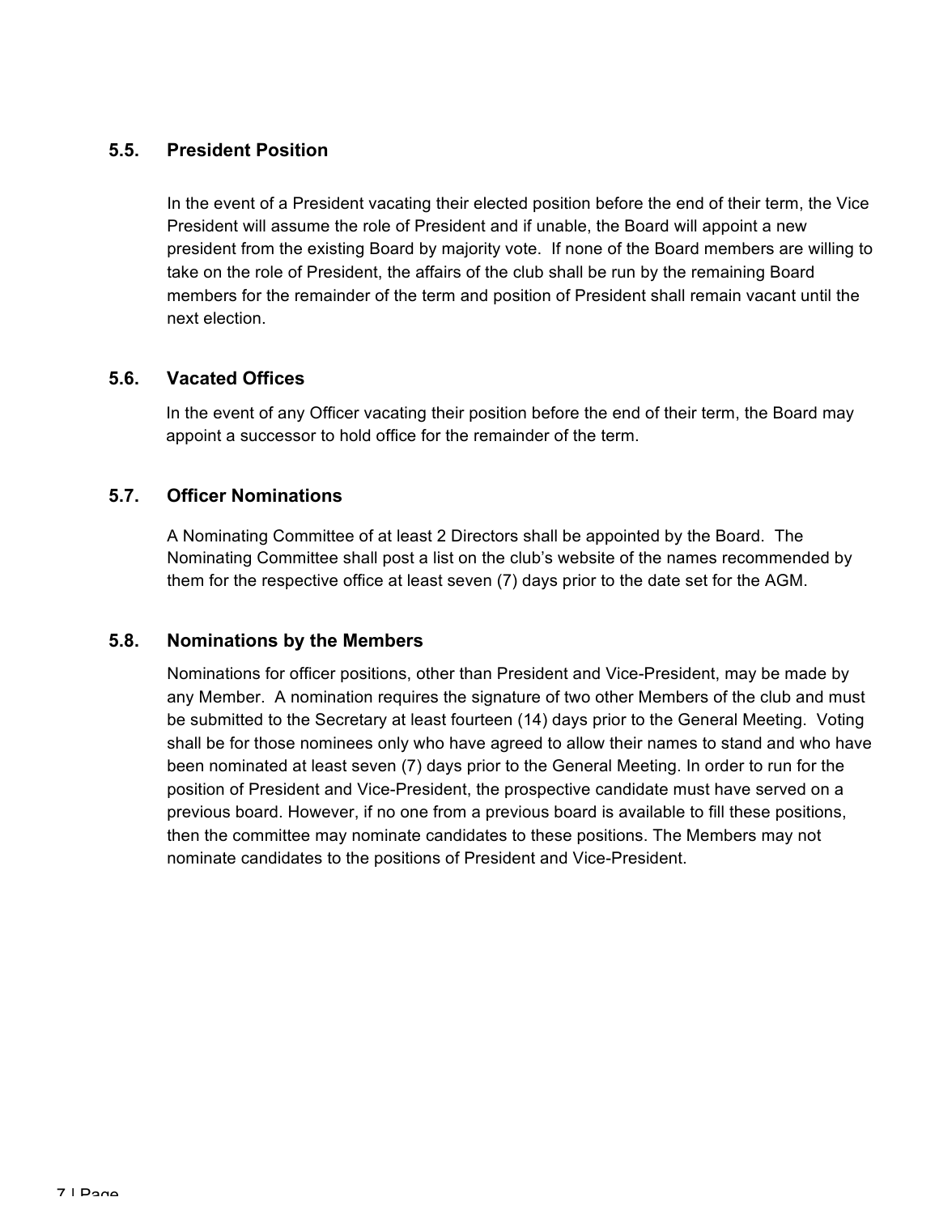### 5.5. President Position

In the event of a President vacating their elected position before the end of their term, the Vice President will assume the role of President and if unable, the Board will appoint a new president from the existing Board by majority vote. If none of the Board members are willing to take on the role of President, the affairs of the club shall be run by the remaining Board members for the remainder of the term and position of President shall remain vacant until the next election.

### 5.6. Vacated Offices

In the event of any Officer vacating their position before the end of their term, the Board may appoint a successor to hold office for the remainder of the term.

### 5.7. Officer Nominations

A Nominating Committee of at least 2 Directors shall be appointed by the Board. The Nominating Committee shall post a list on the club's website of the names recommended by them for the respective office at least seven (7) days prior to the date set for the AGM.

### 5.8. Nominations by the Members

Nominations for officer positions, other than President and Vice-President, may be made by any Member. A nomination requires the signature of two other Members of the club and must be submitted to the Secretary at least fourteen (14) days prior to the General Meeting. Voting shall be for those nominees only who have agreed to allow their names to stand and who have been nominated at least seven (7) days prior to the General Meeting. In order to run for the position of President and Vice-President, the prospective candidate must have served on a previous board. However, if no one from a previous board is available to fill these positions, then the committee may nominate candidates to these positions. The Members may not nominate candidates to the positions of President and Vice-President.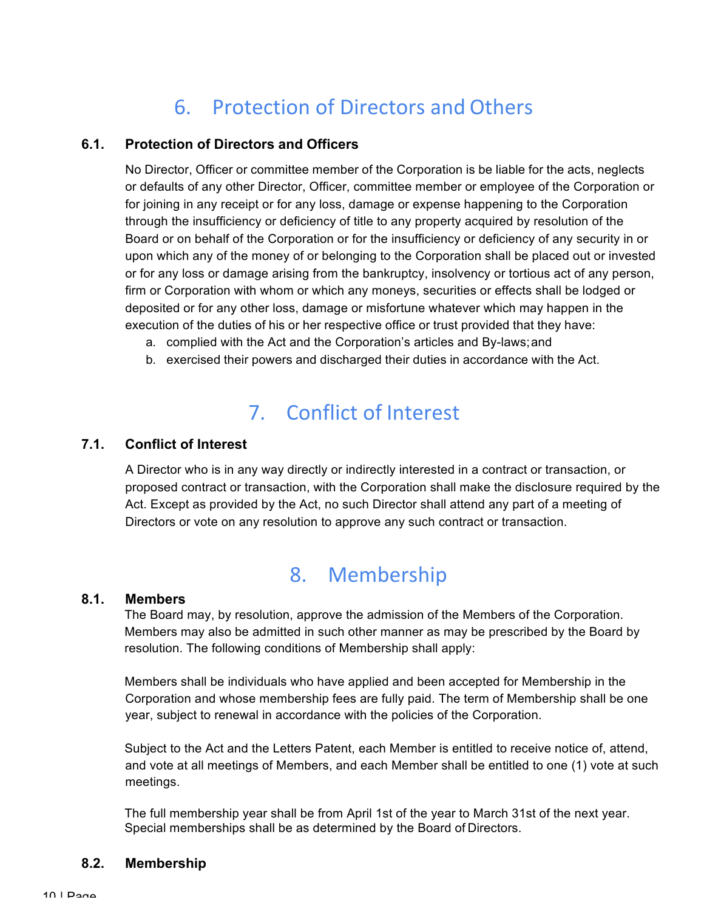# 6. Protection of Directors and Others

### 6.1. Protection of Directors and Officers

No Director, Officer or committee member of the Corporation is be liable for the acts, neglects or defaults of any other Director, Officer, committee member or employee of the Corporation or for joining in any receipt or for any loss, damage or expense happening to the Corporation through the insufficiency or deficiency of title to any property acquired by resolution of the Board or on behalf of the Corporation or for the insufficiency or deficiency of any security in or upon which any of the money of or belonging to the Corporation shall be placed out or invested or for any loss or damage arising from the bankruptcy, insolvency or tortious act of any person, firm or Corporation with whom or which any moneys, securities or effects shall be lodged or deposited or for any other loss, damage or misfortune whatever which may happen in the execution of the duties of his or her respective office or trust provided that they have:

a. complied with the Act and the Corporation's articles and By-laws; and
b. exercised their powers and discharged their duties in accordance with the Act.

# 7. Conflict of Interest

### 7.1. Conflict of Interest

A Director who is in any way directly or indirectly interested in a contract or transaction, or proposed contract or transaction, with the Corporation shall make the disclosure required by the Act. Except as provided by the Act, no such Director shall attend any part of a meeting of Directors or vote on any resolution to approve any such contract or transaction.

# 8. Membership

### 8.1. Members

The Board may, by resolution, approve the admission of the Members of the Corporation. Members may also be admitted in such other manner as may be prescribed by the Board by resolution. The following conditions of Membership shall apply:

Members shall be individuals who have applied and been accepted for Membership in the Corporation and whose membership fees are fully paid. The term of Membership shall be one year, subject to renewal in accordance with the policies of the Corporation.

Subject to the Act and the Letters Patent, each Member is entitled to receive notice of, attend, and vote at all meetings of Members, and each Member shall be entitled to one (1) vote at such meetings.

The full membership year shall be from April 1st of the year to March 31st of the next year. Special memberships shall be as determined by the Board of Directors.

### 8.2. Membership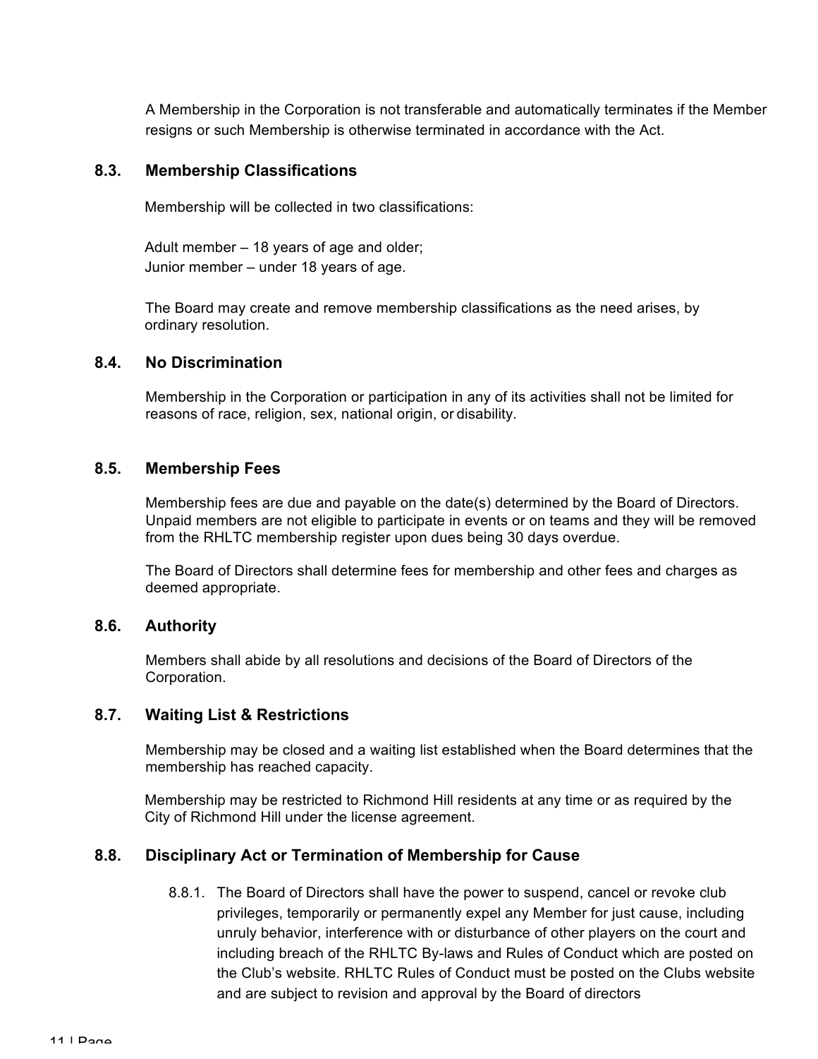A Membership in the Corporation is not transferable and automatically terminates if the Member resigns or such Membership is otherwise terminated in accordance with the Act.

### 8.3. Membership Classifications

Membership will be collected in two classifications:

Adult member – 18 years of age and older;
Junior member – under 18 years of age.

The Board may create and remove membership classifications as the need arises, by ordinary resolution.

### 8.4. No Discrimination

Membership in the Corporation or participation in any of its activities shall not be limited for reasons of race, religion, sex, national origin, or disability.

### 8.5. Membership Fees

Membership fees are due and payable on the date(s) determined by the Board of Directors. Unpaid members are not eligible to participate in events or on teams and they will be removed from the RHLTC membership register upon dues being 30 days overdue.

The Board of Directors shall determine fees for membership and other fees and charges as deemed appropriate.

### 8.6. Authority

Members shall abide by all resolutions and decisions of the Board of Directors of the Corporation.

### 8.7. Waiting List & Restrictions

Membership may be closed and a waiting list established when the Board determines that the membership has reached capacity.

Membership may be restricted to Richmond Hill residents at any time or as required by the City of Richmond Hill under the license agreement.

### 8.8. Disciplinary Act or Termination of Membership for Cause

8.8.1. The Board of Directors shall have the power to suspend, cancel or revoke club privileges, temporarily or permanently expel any Member for just cause, including unruly behavior, interference with or disturbance of other players on the court and including breach of the RHLTC By-laws and Rules of Conduct which are posted on the Club's website. RHLTC Rules of Conduct must be posted on the Clubs website and are subject to revision and approval by the Board of directors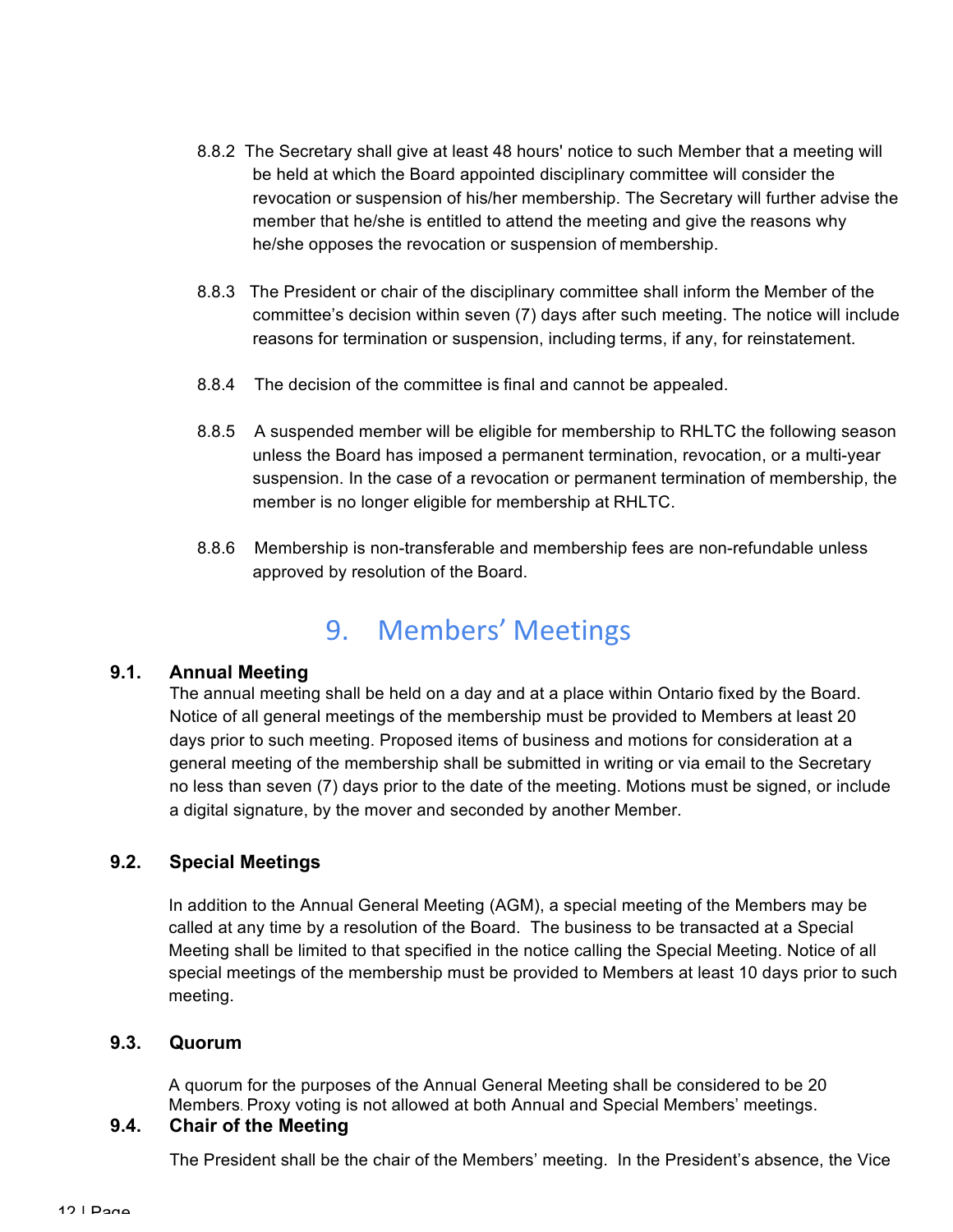8.8.2 The Secretary shall give at least 48 hours' notice to such Member that a meeting will be held at which the Board appointed disciplinary committee will consider the revocation or suspension of his/her membership. The Secretary will further advise the member that he/she is entitled to attend the meeting and give the reasons why he/she opposes the revocation or suspension of membership.

8.8.3 The President or chair of the disciplinary committee shall inform the Member of the committee's decision within seven (7) days after such meeting. The notice will include reasons for termination or suspension, including terms, if any, for reinstatement.

8.8.4 The decision of the committee is final and cannot be appealed.

8.8.5 A suspended member will be eligible for membership to RHLTC the following season unless the Board has imposed a permanent termination, revocation, or a multi-year suspension. In the case of a revocation or permanent termination of membership, the member is no longer eligible for membership at RHLTC.

8.8.6 Membership is non-transferable and membership fees are non-refundable unless approved by resolution of the Board.

# 9. Members' Meetings

### 9.1. Annual Meeting

The annual meeting shall be held on a day and at a place within Ontario fixed by the Board. Notice of all general meetings of the membership must be provided to Members at least 20 days prior to such meeting. Proposed items of business and motions for consideration at a general meeting of the membership shall be submitted in writing or via email to the Secretary no less than seven (7) days prior to the date of the meeting. Motions must be signed, or include a digital signature, by the mover and seconded by another Member.

### 9.2. Special Meetings

In addition to the Annual General Meeting (AGM), a special meeting of the Members may be called at any time by a resolution of the Board. The business to be transacted at a Special Meeting shall be limited to that specified in the notice calling the Special Meeting. Notice of all special meetings of the membership must be provided to Members at least 10 days prior to such meeting.

### 9.3. Quorum

A quorum for the purposes of the Annual General Meeting shall be considered to be 20 Members. Proxy voting is not allowed at both Annual and Special Members' meetings.

### 9.4. Chair of the Meeting

The President shall be the chair of the Members' meeting. In the President's absence, the Vice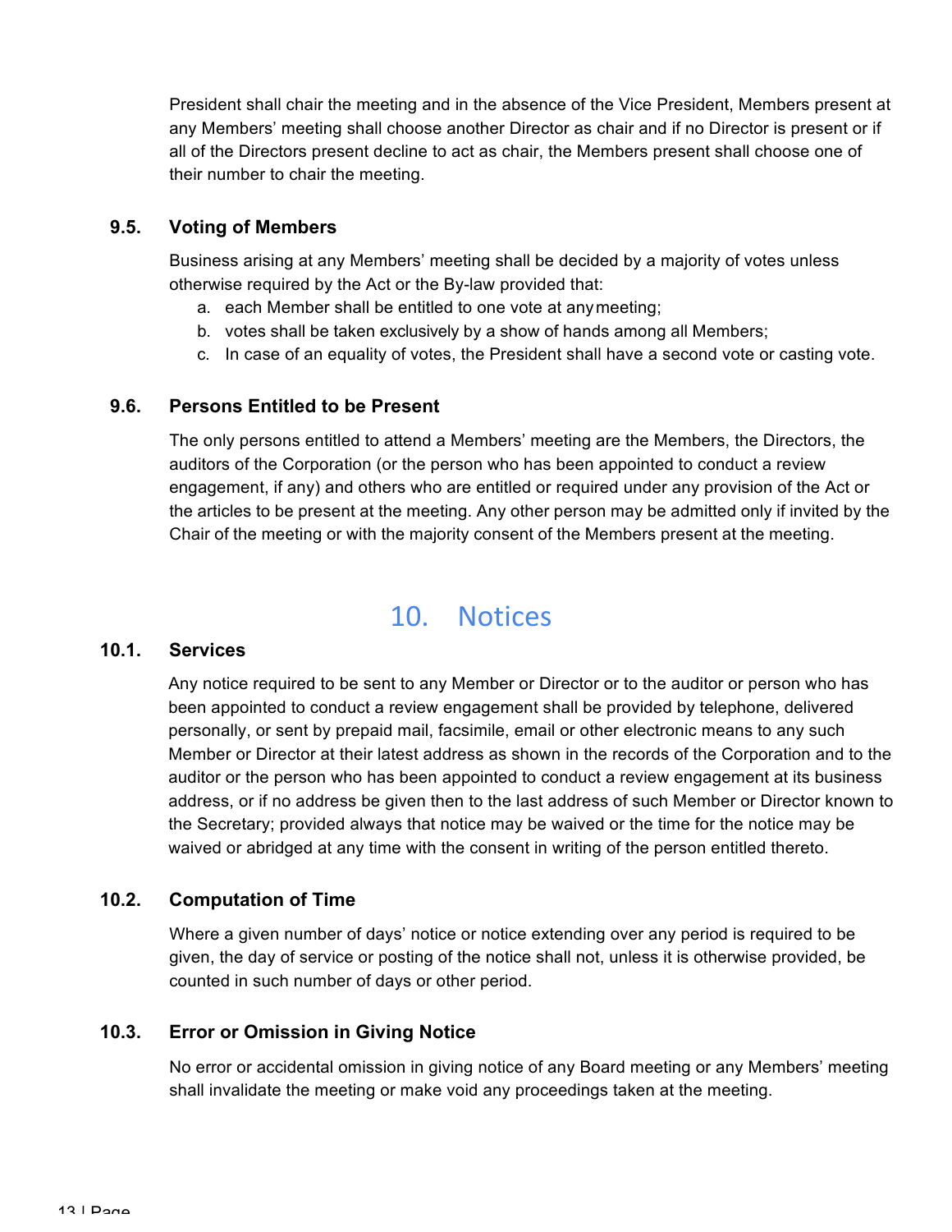President shall chair the meeting and in the absence of the Vice President, Members present at any Members' meeting shall choose another Director as chair and if no Director is present or if all of the Directors present decline to act as chair, the Members present shall choose one of their number to chair the meeting.

### 9.5. Voting of Members

Business arising at any Members' meeting shall be decided by a majority of votes unless otherwise required by the Act or the By-law provided that:

a. each Member shall be entitled to one vote at any meeting;
b. votes shall be taken exclusively by a show of hands among all Members;
c. In case of an equality of votes, the President shall have a second vote or casting vote.

### 9.6. Persons Entitled to be Present

The only persons entitled to attend a Members' meeting are the Members, the Directors, the auditors of the Corporation (or the person who has been appointed to conduct a review engagement, if any) and others who are entitled or required under any provision of the Act or the articles to be present at the meeting. Any other person may be admitted only if invited by the Chair of the meeting or with the majority consent of the Members present at the meeting.

## 10. Notices

### 10.1. Services

Any notice required to be sent to any Member or Director or to the auditor or person who has been appointed to conduct a review engagement shall be provided by telephone, delivered personally, or sent by prepaid mail, facsimile, email or other electronic means to any such Member or Director at their latest address as shown in the records of the Corporation and to the auditor or the person who has been appointed to conduct a review engagement at its business address, or if no address be given then to the last address of such Member or Director known to the Secretary; provided always that notice may be waived or the time for the notice may be waived or abridged at any time with the consent in writing of the person entitled thereto.

### 10.2. Computation of Time

Where a given number of days' notice or notice extending over any period is required to be given, the day of service or posting of the notice shall not, unless it is otherwise provided, be counted in such number of days or other period.

### 10.3. Error or Omission in Giving Notice

No error or accidental omission in giving notice of any Board meeting or any Members' meeting shall invalidate the meeting or make void any proceedings taken at the meeting.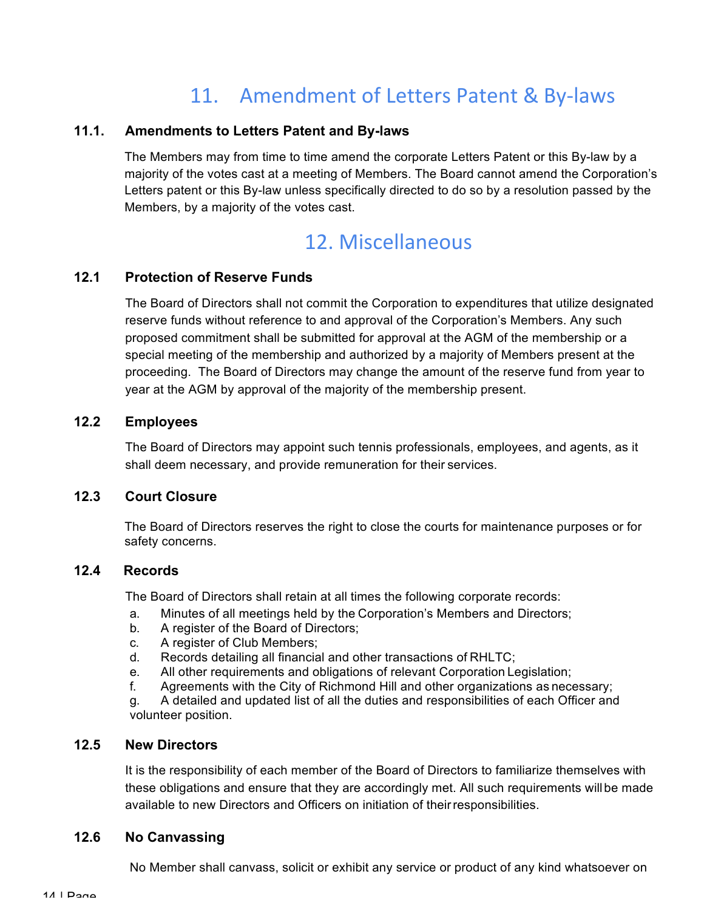# 11. Amendment of Letters Patent & By-laws

### 11.1. Amendments to Letters Patent and By-laws

The Members may from time to time amend the corporate Letters Patent or this By-law by a majority of the votes cast at a meeting of Members. The Board cannot amend the Corporation's Letters patent or this By-law unless specifically directed to do so by a resolution passed by the Members, by a majority of the votes cast.

# 12. Miscellaneous

### 12.1 Protection of Reserve Funds

The Board of Directors shall not commit the Corporation to expenditures that utilize designated reserve funds without reference to and approval of the Corporation's Members. Any such proposed commitment shall be submitted for approval at the AGM of the membership or a special meeting of the membership and authorized by a majority of Members present at the proceeding. The Board of Directors may change the amount of the reserve fund from year to year at the AGM by approval of the majority of the membership present.

### 12.2 Employees

The Board of Directors may appoint such tennis professionals, employees, and agents, as it shall deem necessary, and provide remuneration for their services.

### 12.3 Court Closure

The Board of Directors reserves the right to close the courts for maintenance purposes or for safety concerns.

### 12.4 Records

The Board of Directors shall retain at all times the following corporate records:

a. Minutes of all meetings held by the Corporation's Members and Directors;
b. A register of the Board of Directors;
c. A register of Club Members;
d. Records detailing all financial and other transactions of RHLTC;
e. All other requirements and obligations of relevant Corporation Legislation;
f. Agreements with the City of Richmond Hill and other organizations as necessary;
g. A detailed and updated list of all the duties and responsibilities of each Officer and volunteer position.

### 12.5 New Directors

It is the responsibility of each member of the Board of Directors to familiarize themselves with these obligations and ensure that they are accordingly met. All such requirements will be made available to new Directors and Officers on initiation of their responsibilities.

### 12.6 No Canvassing

No Member shall canvass, solicit or exhibit any service or product of any kind whatsoever on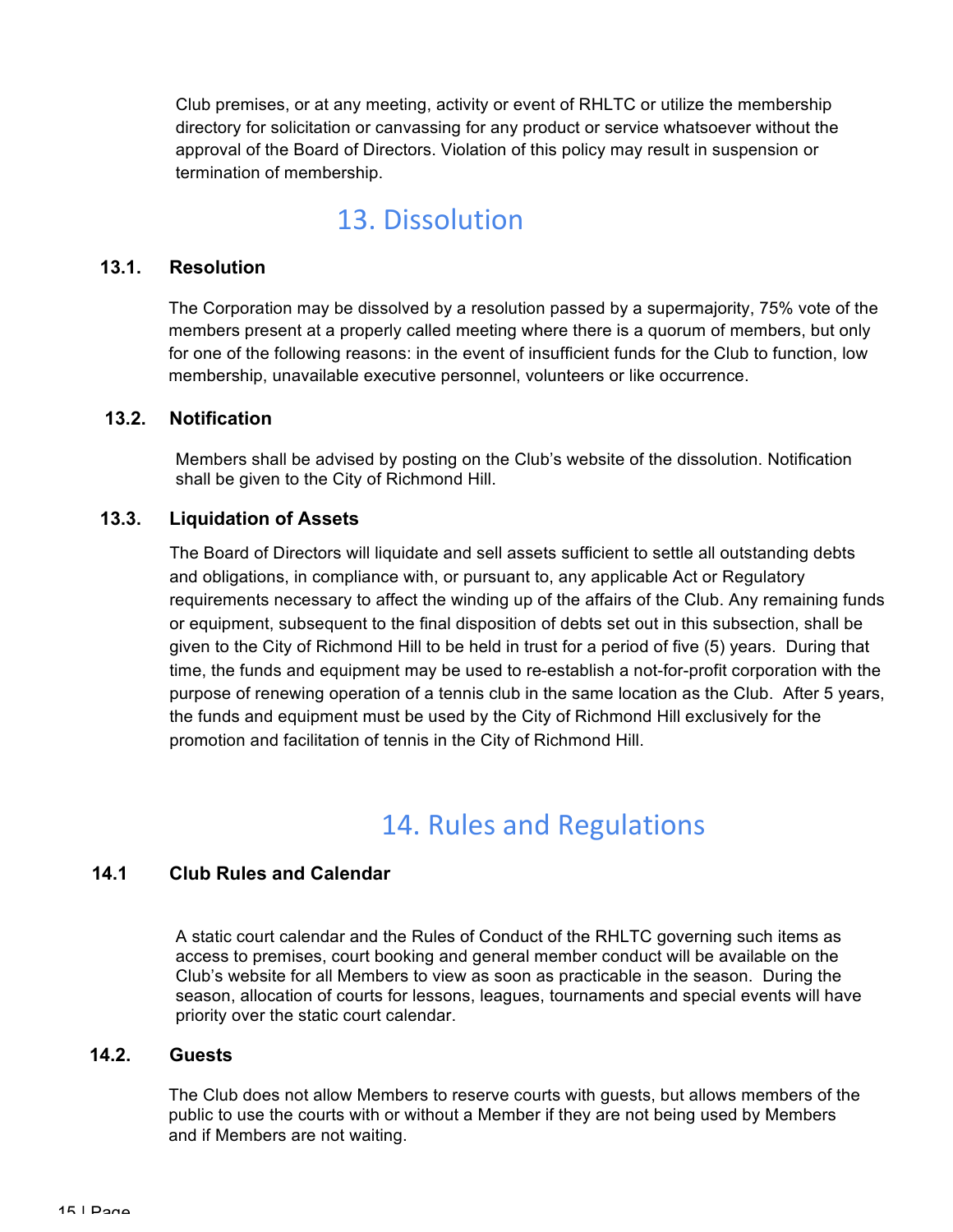Club premises, or at any meeting, activity or event of RHLTC or utilize the membership directory for solicitation or canvassing for any product or service whatsoever without the approval of the Board of Directors. Violation of this policy may result in suspension or termination of membership.

# 13. Dissolution

### 13.1. Resolution

The Corporation may be dissolved by a resolution passed by a supermajority, 75% vote of the members present at a properly called meeting where there is a quorum of members, but only for one of the following reasons: in the event of insufficient funds for the Club to function, low membership, unavailable executive personnel, volunteers or like occurrence.

### 13.2. Notification

Members shall be advised by posting on the Club's website of the dissolution. Notification shall be given to the City of Richmond Hill.

### 13.3. Liquidation of Assets

The Board of Directors will liquidate and sell assets sufficient to settle all outstanding debts and obligations, in compliance with, or pursuant to, any applicable Act or Regulatory requirements necessary to affect the winding up of the affairs of the Club. Any remaining funds or equipment, subsequent to the final disposition of debts set out in this subsection, shall be given to the City of Richmond Hill to be held in trust for a period of five (5) years. During that time, the funds and equipment may be used to re-establish a not-for-profit corporation with the purpose of renewing operation of a tennis club in the same location as the Club. After 5 years, the funds and equipment must be used by the City of Richmond Hill exclusively for the promotion and facilitation of tennis in the City of Richmond Hill.

# 14. Rules and Regulations

### 14.1 Club Rules and Calendar

A static court calendar and the Rules of Conduct of the RHLTC governing such items as access to premises, court booking and general member conduct will be available on the Club's website for all Members to view as soon as practicable in the season. During the season, allocation of courts for lessons, leagues, tournaments and special events will have priority over the static court calendar.

### 14.2. Guests

The Club does not allow Members to reserve courts with guests, but allows members of the public to use the courts with or without a Member if they are not being used by Members and if Members are not waiting.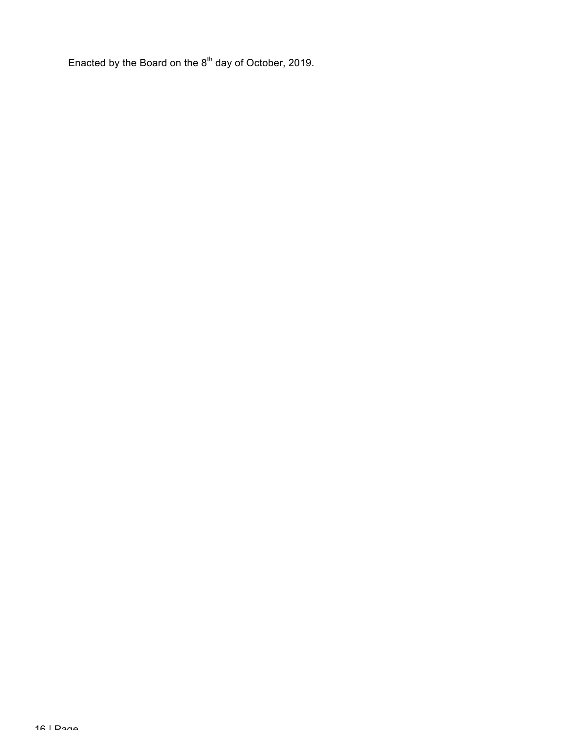Enacted by the Board on the 8th day of October, 2019.